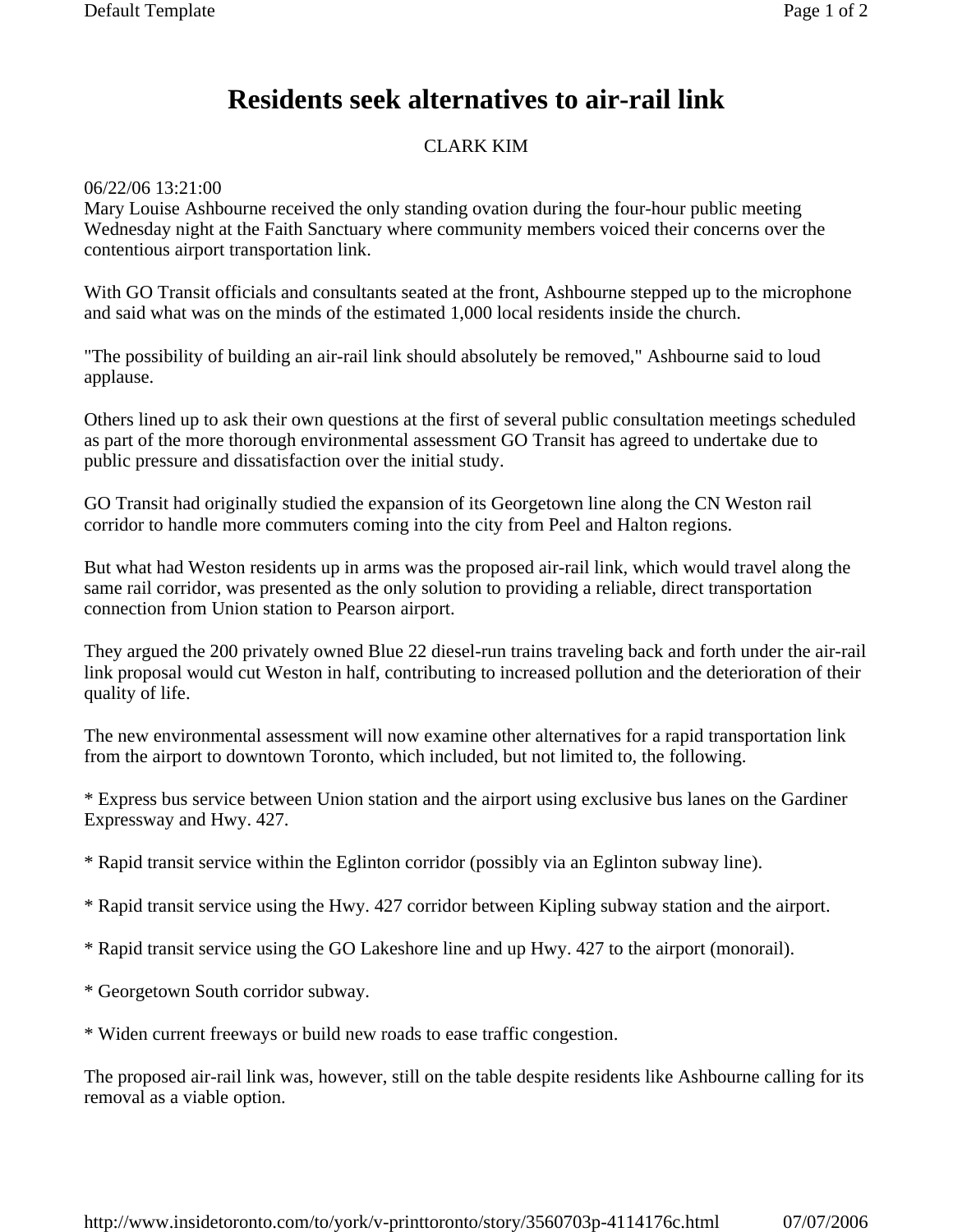# Residents seek alternatives to air-rail link

CLARK KIM

06/22/06 13:21:00

Mary Louise Ashbourne received the only standing ovation during the four-hour public meeting Wednesday night at the Faith Sanctuary where community members voiced their concerns over the contentious airport transportation link.

With GO Transit officials and consultants seated at the front, Ashbourne stepped up to the microphone and said what was on the minds of the estimated 1,000 local residents inside the church.

"The possibility of building an air-rail link should absolutely be removed," Ashbourne said to loud applause.

Others lined up to ask their own questions at the first of several public consultation meetings scheduled as part of the more thorough environmental assessment GO Transit has agreed to undertake due to public pressure and dissatisfaction over the initial study.

GO Transit had originally studied the expansion of its Georgetown line along the CN Weston rail corridor to handle more commuters coming into the city from Peel and Halton regions.

But what had Weston residents up in arms was the proposed air-rail link, which would travel along the same rail corridor, was presented as the only solution to providing a reliable, direct transportation connection from Union station to Pearson airport.

They argued the 200 privately owned Blue 22 diesel-run trains traveling back and forth under the air-rail link proposal would cut Weston in half, contributing to increased pollution and the deterioration of their quality of life.

The new environmental assessment will now examine other alternatives for a rapid transportation link from the airport to downtown Toronto, which included, but not limited to, the following.

* Express bus service between Union station and the airport using exclusive bus lanes on the Gardiner Expressway and Hwy. 427.

* Rapid transit service within the Eglinton corridor (possibly via an Eglinton subway line).

* Rapid transit service using the Hwy. 427 corridor between Kipling subway station and the airport.

* Rapid transit service using the GO Lakeshore line and up Hwy. 427 to the airport (monorail).

* Georgetown South corridor subway.

* Widen current freeways or build new roads to ease traffic congestion.

The proposed air-rail link was, however, still on the table despite residents like Ashbourne calling for its removal as a viable option.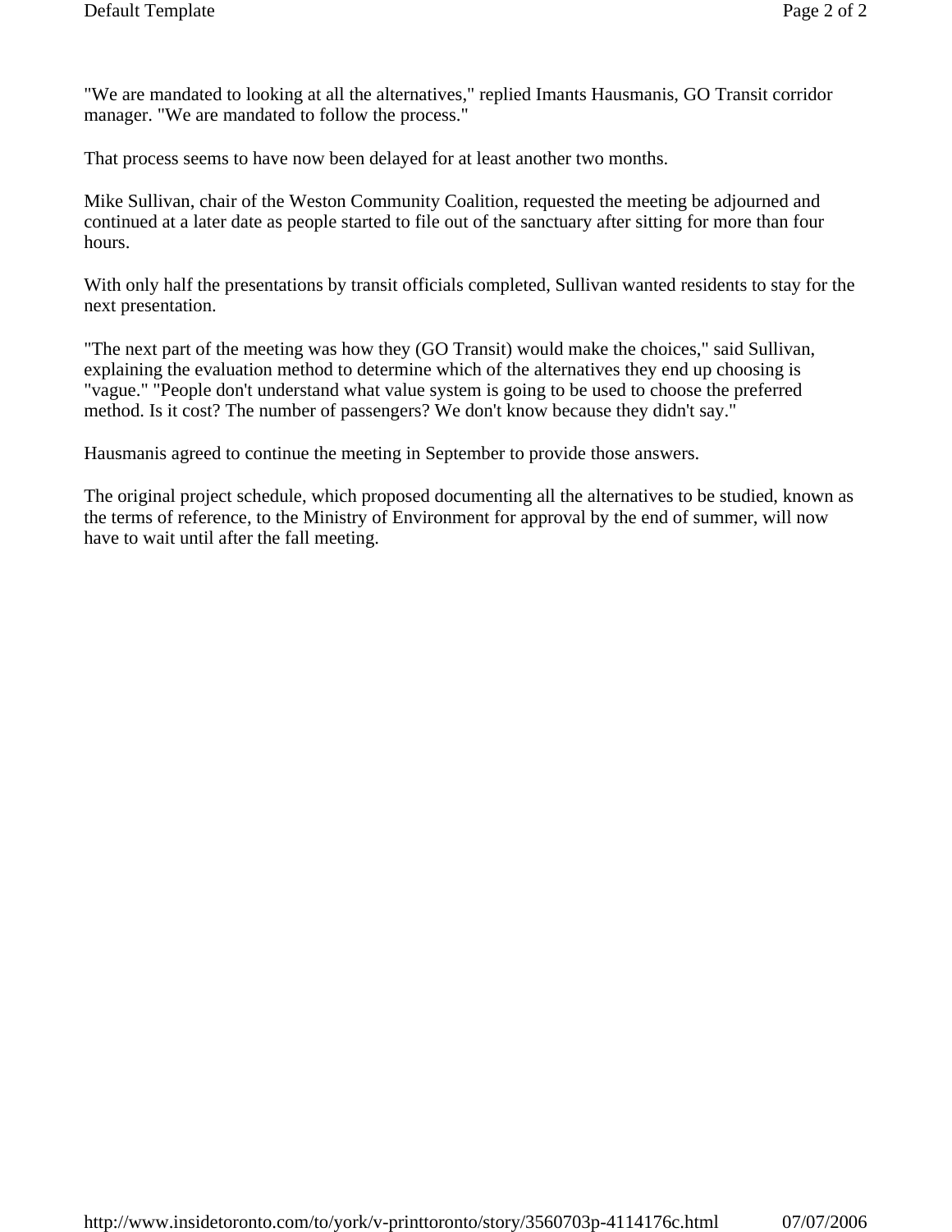"We are mandated to looking at all the alternatives," replied Imants Hausmanis, GO Transit corridor manager. "We are mandated to follow the process."

That process seems to have now been delayed for at least another two months.

Mike Sullivan, chair of the Weston Community Coalition, requested the meeting be adjourned and continued at a later date as people started to file out of the sanctuary after sitting for more than four hours.

With only half the presentations by transit officials completed, Sullivan wanted residents to stay for the next presentation.

"The next part of the meeting was how they (GO Transit) would make the choices," said Sullivan, explaining the evaluation method to determine which of the alternatives they end up choosing is "vague." "People don't understand what value system is going to be used to choose the preferred method. Is it cost? The number of passengers? We don't know because they didn't say."

Hausmanis agreed to continue the meeting in September to provide those answers.

The original project schedule, which proposed documenting all the alternatives to be studied, known as the terms of reference, to the Ministry of Environment for approval by the end of summer, will now have to wait until after the fall meeting.